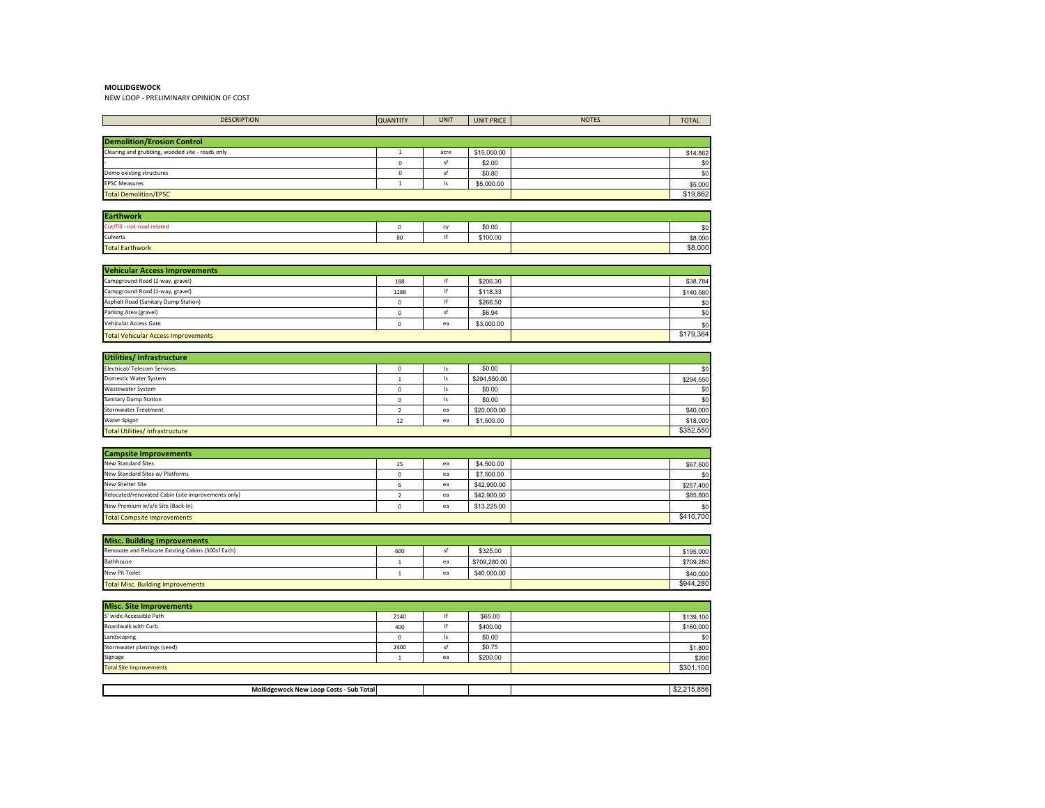**MOLLIDGEWOCK**

NEW LOOP - PRELIMINARY OPINION OF COST

| DESCRIPTION | QUANTITY | UNIT | UNIT PRICE | NOTES | TOTAL |
|---|---|---|---|---|---|
| **Demolition/Erosion Control** | | | | | |
| Clearing and grubbing, wooded site - roads only | 1 | acre | $15,000.00 | | $14,862 |
| - | 0 | sf | $2.00 | | $0 |
| Demo existing structures | 0 | sf | $0.80 | | $0 |
| EPSC Measures | 1 | ls | $5,000.00 | | $5,000 |
| Total Demolition/EPSC | | | | | $19,862 |
| **Earthwork** | | | | | |
| Cut/Fill - not road related | 0 | cy | $0.00 | | $0 |
| Culverts | 80 | lf | $100.00 | | $8,000 |
| Total Earthwork | | | | | $8,000 |
| **Vehicular Access Improvements** | | | | | |
| Campground Road (2-way, gravel) | 188 | lf | $206.30 | | $38,784 |
| Campground Road (1-way, gravel) | 1188 | lf | $118.33 | | $140,580 |
| Asphalt Road (Sanitary Dump Station) | 0 | lf | $266.50 | | $0 |
| Parking Area (gravel) | 0 | sf | $6.94 | | $0 |
| Vehicular Access Gate | 0 | ea | $3,000.00 | | $0 |
| Total Vehicular Access Improvements | | | | | $179,364 |
| **Utilities/ Infrastructure** | | | | | |
| Electrical/ Telecom Services | 0 | ls | $0.00 | | $0 |
| Domestic Water System | 1 | ls | $294,550.00 | | $294,550 |
| Wastewater System | 0 | ls | $0.00 | | $0 |
| Sanitary Dump Station | 0 | ls | $0.00 | | $0 |
| Stormwater Treatment | 2 | ea | $20,000.00 | | $40,000 |
| Water Spigot | 12 | ea | $1,500.00 | | $18,000 |
| Total Utilities/ Infrastructure | | | | | $352,550 |
| **Campsite Improvements** | | | | | |
| New Standard Sites | 15 | ea | $4,500.00 | | $67,500 |
| New Standard Sites w/ Platforms | 0 | ea | $7,500.00 | | $0 |
| New Shelter Site | 6 | ea | $42,900.00 | | $257,400 |
| Relocated/renovated Cabin (site improvements only) | 2 | ea | $42,900.00 | | $85,800 |
| New Premium w/s/e Site (Back-In) | 0 | ea | $13,225.00 | | $0 |
| Total Campsite Improvements | | | | | $410,700 |
| **Misc. Building Improvements** | | | | | |
| Renovate and Relocate Existing Cabins (300sf Each) | 600 | sf | $325.00 | | $195,000 |
| Bathhouse | 1 | ea | $709,280.00 | | $709,280 |
| New Pit Toilet | 1 | ea | $40,000.00 | | $40,000 |
| Total Misc. Building Improvements | | | | | $944,280 |
| **Misc. Site Improvements** | | | | | |
| 5' wide Accessible Path | 2140 | lf | $65.00 | | $139,100 |
| Boardwalk with Curb | 400 | lf | $400.00 | | $160,000 |
| Landscaping | 0 | ls | $0.00 | | $0 |
| Stormwater plantings (seed) | 2400 | sf | $0.75 | | $1,800 |
| Signage | 1 | ea | $200.00 | | $200 |
| Total Site Improvements | | | | | $301,100 |
| **Mollidgewock New Loop Costs - Sub Total** | | | | | $2,215,856 |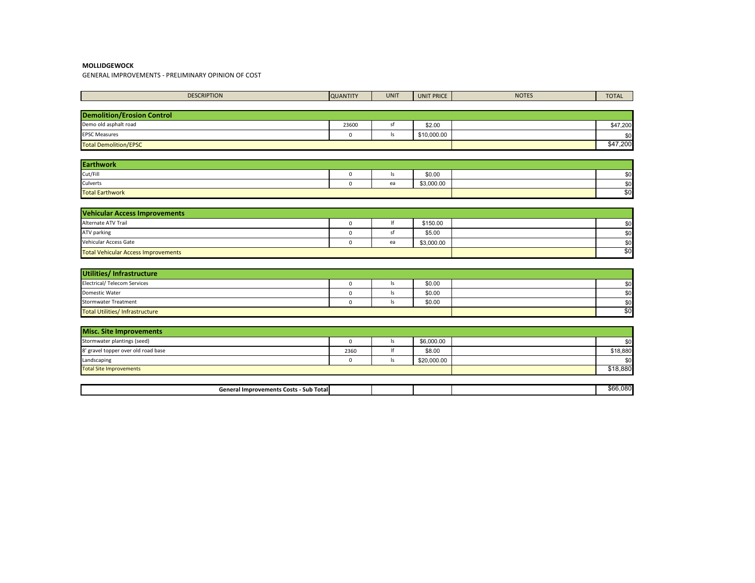**MOLLIDGEWOCK**

GENERAL IMPROVEMENTS - PRELIMINARY OPINION OF COST

| DESCRIPTION | QUANTITY | UNIT | UNIT PRICE | NOTES | TOTAL |
|---|---|---|---|---|---|
| **Demolition/Erosion Control** | | | | | |
| Demo old asphalt road | 23600 | sf | $2.00 | | $47,200 |
| EPSC Measures | 0 | ls | $10,000.00 | | $0 |
| Total Demolition/EPSC | | | | | $47,200 |
| **Earthwork** | | | | | |
| Cut/Fill | 0 | ls | $0.00 | | $0 |
| Culverts | 0 | ea | $3,000.00 | | $0 |
| Total Earthwork | | | | | $0 |
| **Vehicular Access Improvements** | | | | | |
| Alternate ATV Trail | 0 | lf | $150.00 | | $0 |
| ATV parking | 0 | sf | $5.00 | | $0 |
| Vehicular Access Gate | 0 | ea | $3,000.00 | | $0 |
| Total Vehicular Access Improvements | | | | | $0 |
| **Utilities/ Infrastructure** | | | | | |
| Electrical/ Telecom Services | 0 | ls | $0.00 | | $0 |
| Domestic Water | 0 | ls | $0.00 | | $0 |
| Stormwater Treatment | 0 | ls | $0.00 | | $0 |
| Total Utilities/ Infrastructure | | | | | $0 |
| **Misc. Site Improvements** | | | | | |
| Stormwater plantings (seed) | 0 | ls | $6,000.00 | | $0 |
| 8' gravel topper over old road base | 2360 | lf | $8.00 | | $18,880 |
| Landscaping | 0 | ls | $20,000.00 | | $0 |
| Total Site Improvements | | | | | $18,880 |
| **General Improvements Costs - Sub Total** | | | | | $66,080 |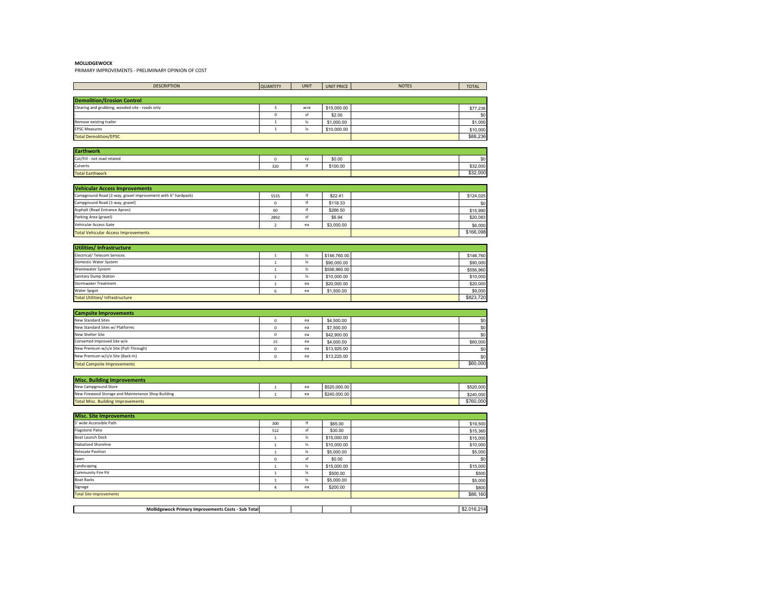**MOLLIDGEWOCK**

PRIMARY IMPROVEMENTS - PRELIMINARY OPINION OF COST

| DESCRIPTION | QUANTITY | UNIT | UNIT PRICE | NOTES | TOTAL |
|---|---|---|---|---|---|
| **Demolition/Erosion Control** | | | | | |
| Clearing and grubbing, wooded site - roads only | 5 | acre | $15,000.00 | | $77,236 |
| - | 0 | sf | $2.00 | | $0 |
| Remove existing trailer | 1 | ls | $1,000.00 | | $1,000 |
| EPSC Measures | 1 | ls | $10,000.00 | | $10,000 |
| Total Demolition/EPSC | | | | | $88,236 |
| **Earthwork** | | | | | |
| Cut/Fill - not road related | 0 | cy | $0.00 | | $0 |
| Culverts | 320 | lf | $100.00 | | $32,000 |
| Total Earthwork | | | | | $32,000 |
| **Vehicular Access Improvements** | | | | | |
| Campground Road (2-way, gravel improvement with 6" hardpack) | 5535 | lf | $22.41 | | $124,025 |
| Campground Road (1-way, gravel) | 0 | lf | $118.33 | | $0 |
| Asphalt (Road Entrance Apron) | 60 | lf | $266.50 | | $15,990 |
| Parking Area (gravel) | 2892 | sf | $6.94 | | $20,083 |
| Vehicular Access Gate | 2 | ea | $3,000.00 | | $6,000 |
| Total Vehicular Access Improvements | | | | | $166,098 |
| **Utilities/ Infrastructure** | | | | | |
| Electrical/ Telecom Services | 1 | ls | $146,760.00 | | $146,760 |
| Domestic Water System | 1 | ls | $90,000.00 | | $90,000 |
| Wastewater System | 1 | ls | $556,960.00 | | $556,960 |
| Sanitary Dump Station | 1 | ls | $10,000.00 | | $10,000 |
| Stormwater Treatment | 1 | ea | $20,000.00 | | $20,000 |
| Water Spigot | 6 | ea | $1,500.00 | | $9,000 |
| Total Utilities/ Infrastructure | | | | | $823,720 |
| **Campsite Improvements** | | | | | |
| New Standard Sites | 0 | ea | $4,500.00 | | $0 |
| New Standard Sites w/ Platforms | 0 | ea | $7,500.00 | | $0 |
| New Shelter Site | 0 | ea | $42,900.00 | | $0 |
| Converted Improved Site w/e | 15 | ea | $4,000.00 | | $60,000 |
| New Premium w/s/e Site (Pull-Through) | 0 | ea | $13,925.00 | | $0 |
| New Premium w/s/e Site (Back-In) | 0 | ea | $13,225.00 | | $0 |
| Total Campsite Improvements | | | | | $60,000 |
| **Misc. Building Improvements** | | | | | |
| New Campground Store | 1 | ea | $520,000.00 | | $520,000 |
| New Firewood Storage and Maintenance Shop Building | 1 | ea | $240,000.00 | | $240,000 |
| Total Misc. Building Improvements | | | | | $760,000 |
| **Misc. Site Improvements** | | | | | |
| 5' wide Accessible Path | 300 | lf | $65.00 | | $19,500 |
| Flagstone Patio | 512 | sf | $30.00 | | $15,360 |
| Boat Launch Dock | 1 | ls | $15,000.00 | | $15,000 |
| Stabalized Shoreline | 1 | ls | $10,000.00 | | $10,000 |
| Relocate Pavilion | 1 | ls | $5,000.00 | | $5,000 |
| Lawn | 0 | sf | $0.00 | | $0 |
| Landscaping | 1 | ls | $15,000.00 | | $15,000 |
| Community Fire Pit | 1 | ls | $500.00 | | $500 |
| Boat Racks | 1 | ls | $5,000.00 | | $5,000 |
| Signage | 4 | ea | $200.00 | | $800 |
| Total Site Improvements | | | | | $86,160 |
| **Mollidgewock Primary Improvements Costs - Sub Total** | | | | | $2,016,214 |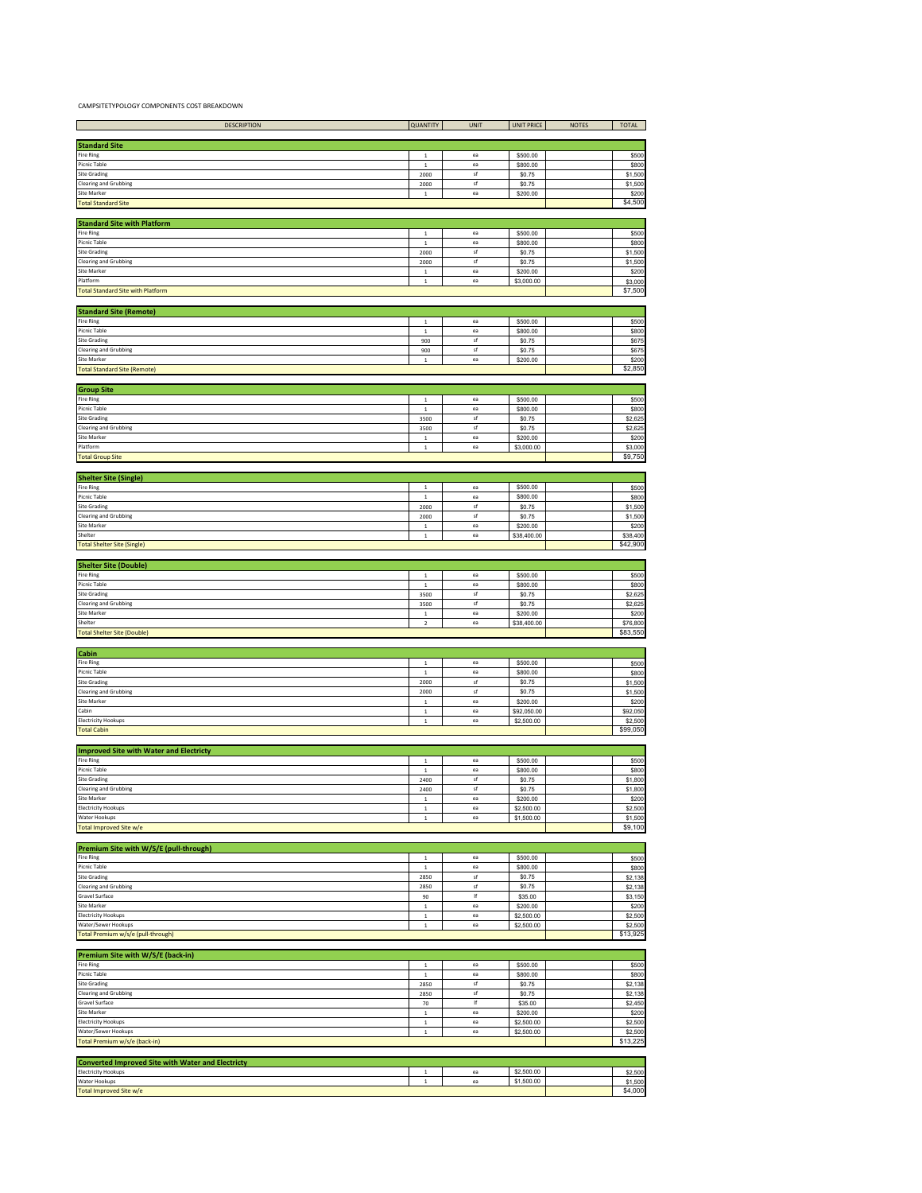CAMPSITETYPOLOGY COMPONENTS COST BREAKDOWN

| DESCRIPTION | QUANTITY | UNIT | UNIT PRICE | NOTES | TOTAL |
|---|---|---|---|---|---|
| **Standard Site** | | | | | |
| Fire Ring | 1 | ea | $500.00 | | $500 |
| Picnic Table | 1 | ea | $800.00 | | $800 |
| Site Grading | 2000 | sf | $0.75 | | $1,500 |
| Clearing and Grubbing | 2000 | sf | $0.75 | | $1,500 |
| Site Marker | 1 | ea | $200.00 | | $200 |
| Total Standard Site | | | | | $4,500 |
| **Standard Site with Platform** | | | | | |
| Fire Ring | 1 | ea | $500.00 | | $500 |
| Picnic Table | 1 | ea | $800.00 | | $800 |
| Site Grading | 2000 | sf | $0.75 | | $1,500 |
| Clearing and Grubbing | 2000 | sf | $0.75 | | $1,500 |
| Site Marker | 1 | ea | $200.00 | | $200 |
| Platform | 1 | ea | $3,000.00 | | $3,000 |
| Total Standard Site with Platform | | | | | $7,500 |
| **Standard Site (Remote)** | | | | | |
| Fire Ring | 1 | ea | $500.00 | | $500 |
| Picnic Table | 1 | ea | $800.00 | | $800 |
| Site Grading | 900 | sf | $0.75 | | $675 |
| Clearing and Grubbing | 900 | sf | $0.75 | | $675 |
| Site Marker | 1 | ea | $200.00 | | $200 |
| Total Standard Site (Remote) | | | | | $2,850 |
| **Group Site** | | | | | |
| Fire Ring | 1 | ea | $500.00 | | $500 |
| Picnic Table | 1 | ea | $800.00 | | $800 |
| Site Grading | 3500 | sf | $0.75 | | $2,625 |
| Clearing and Grubbing | 3500 | sf | $0.75 | | $2,625 |
| Site Marker | 1 | ea | $200.00 | | $200 |
| Platform | 1 | ea | $3,000.00 | | $3,000 |
| Total Group Site | | | | | $9,750 |
| **Shelter Site (Single)** | | | | | |
| Fire Ring | 1 | ea | $500.00 | | $500 |
| Picnic Table | 1 | ea | $800.00 | | $800 |
| Site Grading | 2000 | sf | $0.75 | | $1,500 |
| Clearing and Grubbing | 2000 | sf | $0.75 | | $1,500 |
| Site Marker | 1 | ea | $200.00 | | $200 |
| Shelter | 1 | ea | $38,400.00 | | $38,400 |
| Total Shelter Site (Single) | | | | | $42,900 |
| **Shelter Site (Double)** | | | | | |
| Fire Ring | 1 | ea | $500.00 | | $500 |
| Picnic Table | 1 | ea | $800.00 | | $800 |
| Site Grading | 3500 | sf | $0.75 | | $2,625 |
| Clearing and Grubbing | 3500 | sf | $0.75 | | $2,625 |
| Site Marker | 1 | ea | $200.00 | | $200 |
| Shelter | 2 | ea | $38,400.00 | | $76,800 |
| Total Shelter Site (Double) | | | | | $83,550 |
| **Cabin** | | | | | |
| Fire Ring | 1 | ea | $500.00 | | $500 |
| Picnic Table | 1 | ea | $800.00 | | $800 |
| Site Grading | 2000 | sf | $0.75 | | $1,500 |
| Clearing and Grubbing | 2000 | sf | $0.75 | | $1,500 |
| Site Marker | 1 | ea | $200.00 | | $200 |
| Cabin | 1 | ea | $92,050.00 | | $92,050 |
| Electricity Hookups | 1 | ea | $2,500.00 | | $2,500 |
| Total Cabin | | | | | $99,050 |
| **Improved Site with Water and Electricty** | | | | | |
| Fire Ring | 1 | ea | $500.00 | | $500 |
| Picnic Table | 1 | ea | $800.00 | | $800 |
| Site Grading | 2400 | sf | $0.75 | | $1,800 |
| Clearing and Grubbing | 2400 | sf | $0.75 | | $1,800 |
| Site Marker | 1 | ea | $200.00 | | $200 |
| Electricity Hookups | 1 | ea | $2,500.00 | | $2,500 |
| Water Hookups | 1 | ea | $1,500.00 | | $1,500 |
| Total Improved Site w/e | | | | | $9,100 |
| **Premium Site with W/S/E (pull-through)** | | | | | |
| Fire Ring | 1 | ea | $500.00 | | $500 |
| Picnic Table | 1 | ea | $800.00 | | $800 |
| Site Grading | 2850 | sf | $0.75 | | $2,138 |
| Clearing and Grubbing | 2850 | sf | $0.75 | | $2,138 |
| Gravel Surface | 90 | lf | $35.00 | | $3,150 |
| Site Marker | 1 | ea | $200.00 | | $200 |
| Electricity Hookups | 1 | ea | $2,500.00 | | $2,500 |
| Water/Sewer Hookups | 1 | ea | $2,500.00 | | $2,500 |
| Total Premium w/s/e (pull-through) | | | | | $13,925 |
| **Premium Site with W/S/E (back-in)** | | | | | |
| Fire Ring | 1 | ea | $500.00 | | $500 |
| Picnic Table | 1 | ea | $800.00 | | $800 |
| Site Grading | 2850 | sf | $0.75 | | $2,138 |
| Clearing and Grubbing | 2850 | sf | $0.75 | | $2,138 |
| Gravel Surface | 70 | lf | $35.00 | | $2,450 |
| Site Marker | 1 | ea | $200.00 | | $200 |
| Electricity Hookups | 1 | ea | $2,500.00 | | $2,500 |
| Water/Sewer Hookups | 1 | ea | $2,500.00 | | $2,500 |
| Total Premium w/s/e (back-in) | | | | | $13,225 |
| **Converted Improved Site with Water and Electricty** | | | | | |
| Electricity Hookups | 1 | ea | $2,500.00 | | $2,500 |
| Water Hookups | 1 | ea | $1,500.00 | | $1,500 |
| Total Improved Site w/e | | | | | $4,000 |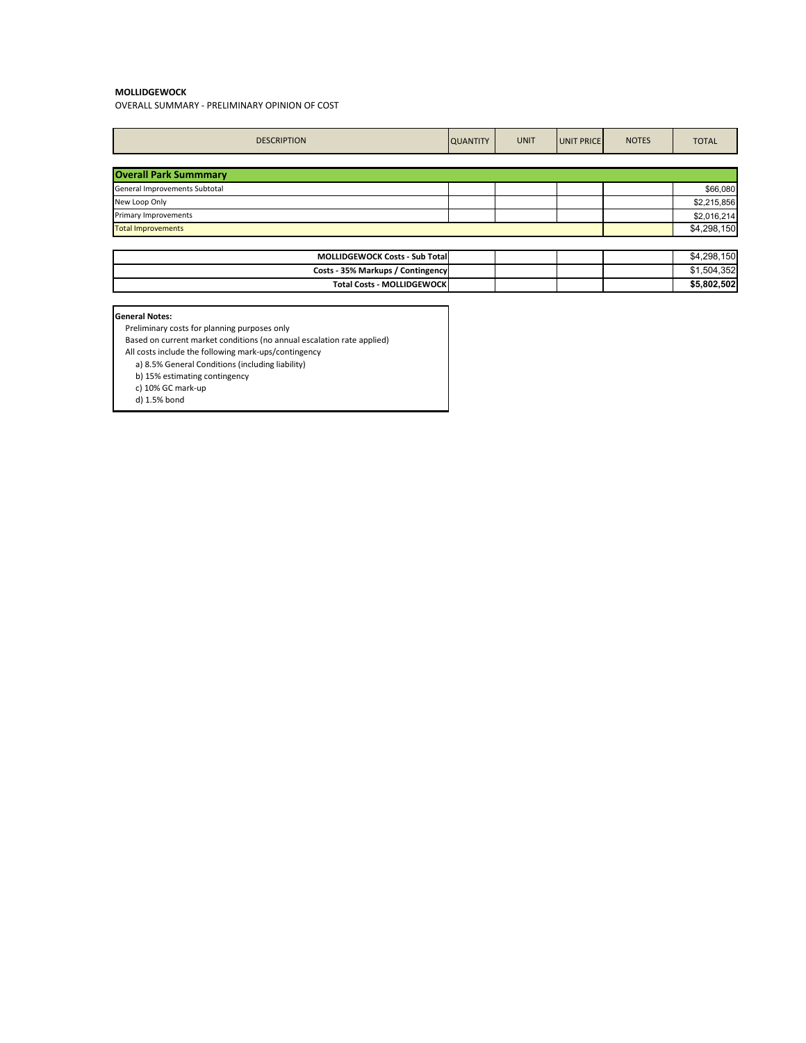**MOLLIDGEWOCK**

OVERALL SUMMARY - PRELIMINARY OPINION OF COST

| DESCRIPTION | QUANTITY | UNIT | UNIT PRICE | NOTES | TOTAL |
|---|---|---|---|---|---|
| **Overall Park Summmary** | | | | | |
| General Improvements Subtotal | | | | | $66,080 |
| New Loop Only | | | | | $2,215,856 |
| Primary Improvements | | | | | $2,016,214 |
| Total Improvements | | | | | $4,298,150 |
| **MOLLIDGEWOCK Costs - Sub Total** | | | | | $4,298,150 |
| **Costs - 35% Markups / Contingency** | | | | | $1,504,352 |
| **Total Costs - MOLLIDGEWOCK** | | | | | **$5,802,502** |

**General Notes:**

Preliminary costs for planning purposes only

Based on current market conditions (no annual escalation rate applied)

All costs include the following mark-ups/contingency

- a) 8.5% General Conditions (including liability)
- b) 15% estimating contingency
- c) 10% GC mark-up
- d) 1.5% bond